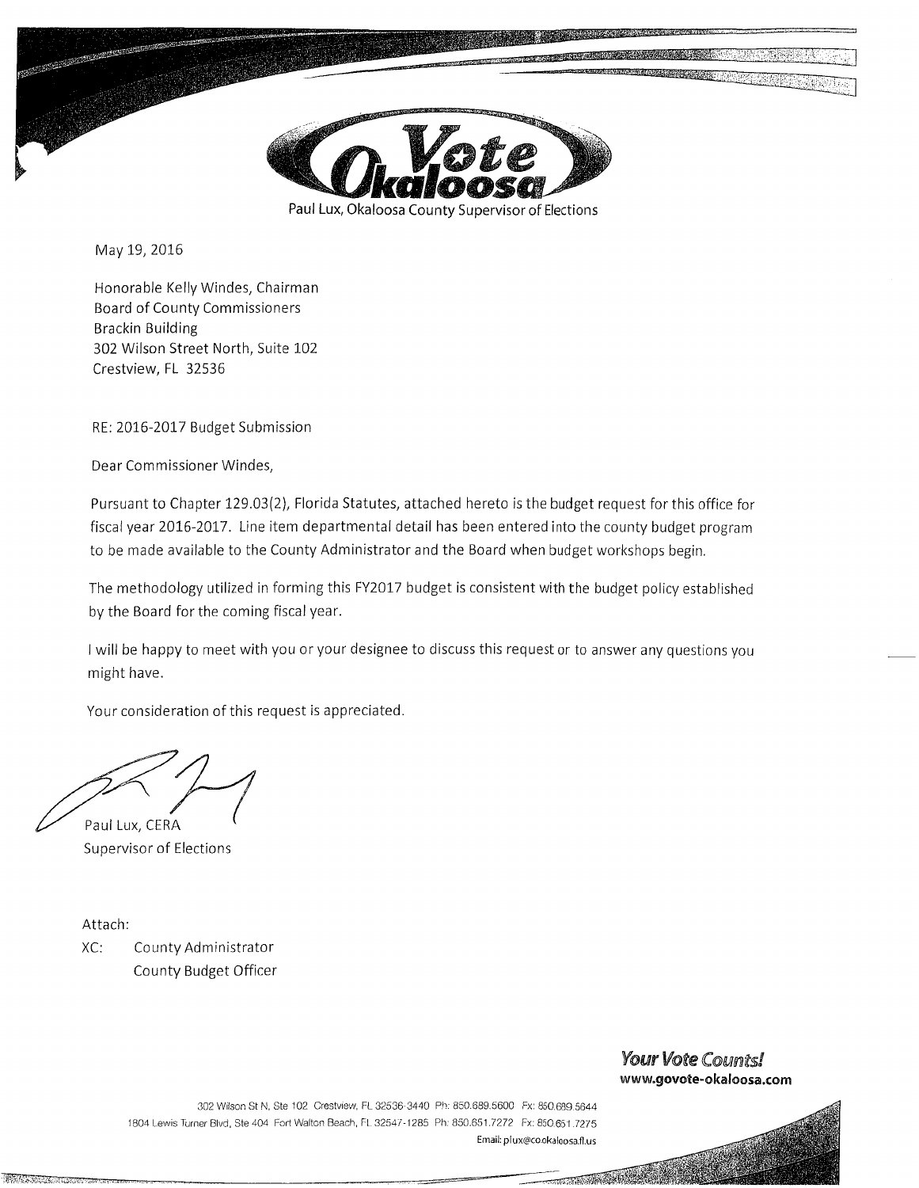Paul Lux, Okaloosa County Supervisor of Elections

May 19, 2016

Honorable Kelly Windes, Chairman
Board of County Commissioners
Brackin Building
302 Wilson Street North, Suite 102
Crestview, FL 32536

RE: 2016-2017 Budget Submission

Dear Commissioner Windes,

Pursuant to Chapter 129.03(2), Florida Statutes, attached hereto is the budget request for this office for fiscal year 2016-2017. Line item departmental detail has been entered into the county budget program to be made available to the County Administrator and the Board when budget workshops begin.

The methodology utilized in forming this FY2017 budget is consistent with the budget policy established by the Board for the coming fiscal year.

I will be happy to meet with you or your designee to discuss this request or to answer any questions you might have.

Your consideration of this request is appreciated.

Paul Lux, CERA
Supervisor of Elections

Attach:
XC: County Administrator
County Budget Officer

***Your Vote Counts!***
**www.govote-okaloosa.com**

302 Wilson St N, Ste 102 Crestview, FL 32536-3440 Ph: 850.689.5600 Fx: 850.689.5644
1804 Lewis Turner Blvd, Ste 404 Fort Walton Beach, FL 32547-1285 Ph: 850.651.7272 Fx: 850.651.7275
Email: plux@co.okaloosa.fl.us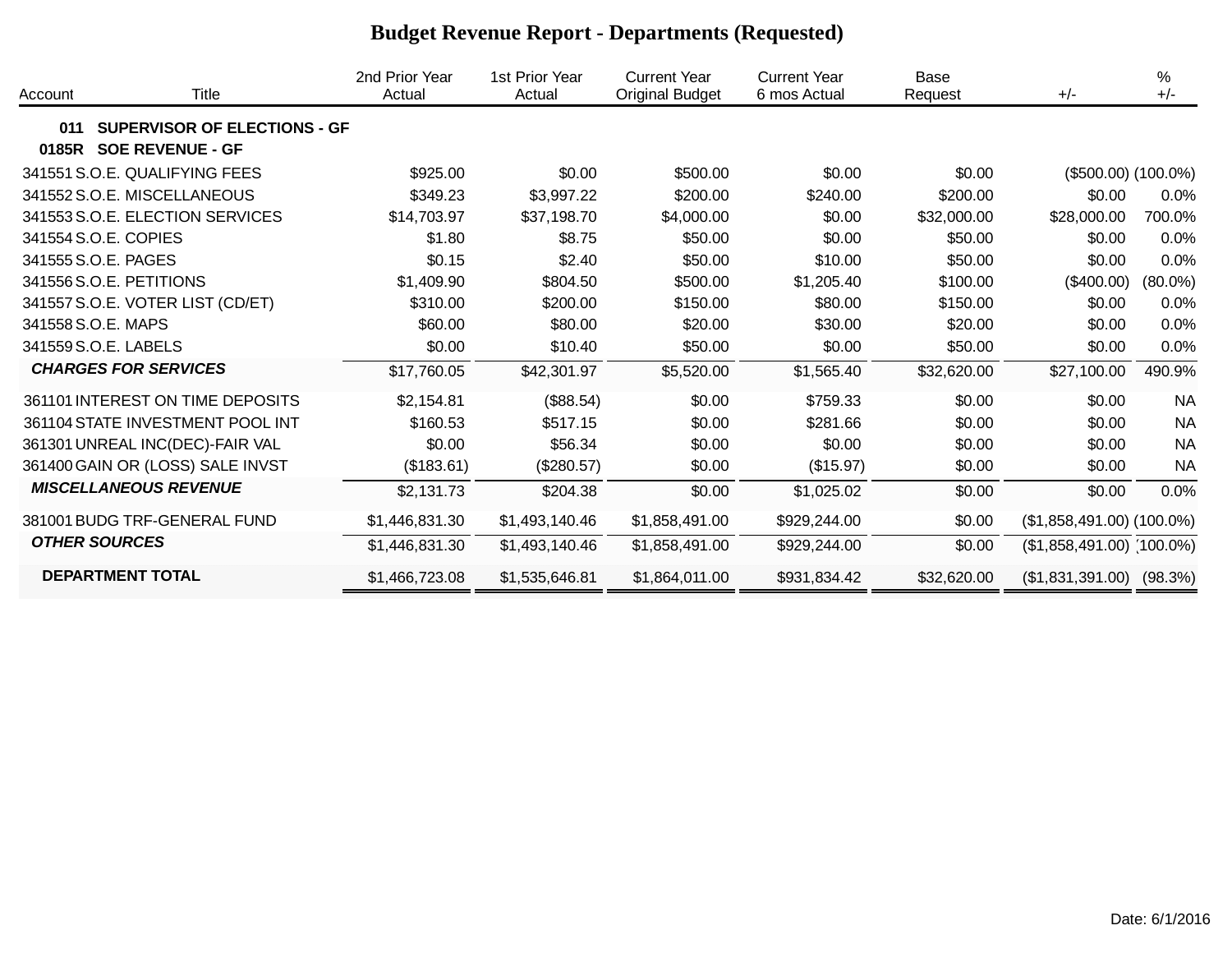# Budget Revenue Report - Departments (Requested)

| Account | Title | 2nd Prior Year Actual | 1st Prior Year Actual | Current Year Original Budget | Current Year 6 mos Actual | Base Request | +/- | % +/- |
|---|---|---|---|---|---|---|---|---|
| **011** | **SUPERVISOR OF ELECTIONS - GF** | | | | | | | |
| **0185R** | **SOE REVENUE - GF** | | | | | | | |
| 341551 | S.O.E. QUALIFYING FEES | $925.00 | $0.00 | $500.00 | $0.00 | $0.00 | ($500.00) | (100.0%) |
| 341552 | S.O.E. MISCELLANEOUS | $349.23 | $3,997.22 | $200.00 | $240.00 | $200.00 | $0.00 | 0.0% |
| 341553 | S.O.E. ELECTION SERVICES | $14,703.97 | $37,198.70 | $4,000.00 | $0.00 | $32,000.00 | $28,000.00 | 700.0% |
| 341554 | S.O.E. COPIES | $1.80 | $8.75 | $50.00 | $0.00 | $50.00 | $0.00 | 0.0% |
| 341555 | S.O.E. PAGES | $0.15 | $2.40 | $50.00 | $10.00 | $50.00 | $0.00 | 0.0% |
| 341556 | S.O.E. PETITIONS | $1,409.90 | $804.50 | $500.00 | $1,205.40 | $100.00 | ($400.00) | (80.0%) |
| 341557 | S.O.E. VOTER LIST (CD/ET) | $310.00 | $200.00 | $150.00 | $80.00 | $150.00 | $0.00 | 0.0% |
| 341558 | S.O.E. MAPS | $60.00 | $80.00 | $20.00 | $30.00 | $20.00 | $0.00 | 0.0% |
| 341559 | S.O.E. LABELS | $0.00 | $10.40 | $50.00 | $0.00 | $50.00 | $0.00 | 0.0% |
| | ***CHARGES FOR SERVICES*** | $17,760.05 | $42,301.97 | $5,520.00 | $1,565.40 | $32,620.00 | $27,100.00 | 490.9% |
| 361101 | INTEREST ON TIME DEPOSITS | $2,154.81 | ($88.54) | $0.00 | $759.33 | $0.00 | $0.00 | NA |
| 361104 | STATE INVESTMENT POOL INT | $160.53 | $517.15 | $0.00 | $281.66 | $0.00 | $0.00 | NA |
| 361301 | UNREAL INC(DEC)-FAIR VAL | $0.00 | $56.34 | $0.00 | $0.00 | $0.00 | $0.00 | NA |
| 361400 | GAIN OR (LOSS) SALE INVST | ($183.61) | ($280.57) | $0.00 | ($15.97) | $0.00 | $0.00 | NA |
| | ***MISCELLANEOUS REVENUE*** | $2,131.73 | $204.38 | $0.00 | $1,025.02 | $0.00 | $0.00 | 0.0% |
| 381001 | BUDG TRF-GENERAL FUND | $1,446,831.30 | $1,493,140.46 | $1,858,491.00 | $929,244.00 | $0.00 | ($1,858,491.00) | (100.0%) |
| | ***OTHER SOURCES*** | $1,446,831.30 | $1,493,140.46 | $1,858,491.00 | $929,244.00 | $0.00 | ($1,858,491.00) | (100.0%) |
| | **DEPARTMENT TOTAL** | $1,466,723.08 | $1,535,646.81 | $1,864,011.00 | $931,834.42 | $32,620.00 | ($1,831,391.00) | (98.3%) |

Date: 6/1/2016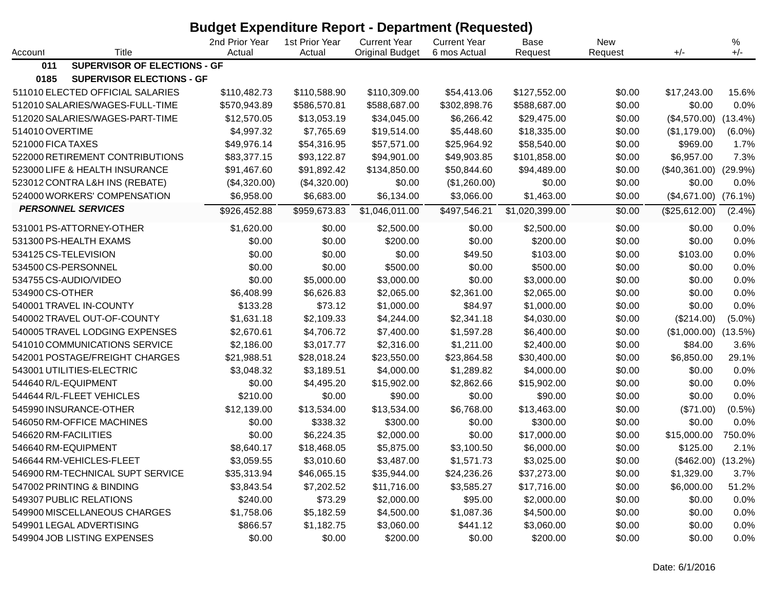# Budget Expenditure Report - Department (Requested)

| Account | Title | 2nd Prior Year Actual | 1st Prior Year Actual | Current Year Original Budget | Current Year 6 mos Actual | Base Request | New Request | +/- | % +/- |
|---|---|---|---|---|---|---|---|---|---|
| **011** | **SUPERVISOR OF ELECTIONS - GF** | | | | | | | | |
| **0185** | **SUPERVISOR ELECTIONS - GF** | | | | | | | | |
| 511010 | ELECTED OFFICIAL SALARIES | $110,482.73 | $110,588.90 | $110,309.00 | $54,413.06 | $127,552.00 | $0.00 | $17,243.00 | 15.6% |
| 512010 | SALARIES/WAGES-FULL-TIME | $570,943.89 | $586,570.81 | $588,687.00 | $302,898.76 | $588,687.00 | $0.00 | $0.00 | 0.0% |
| 512020 | SALARIES/WAGES-PART-TIME | $12,570.05 | $13,053.19 | $34,045.00 | $6,266.42 | $29,475.00 | $0.00 | ($4,570.00) | (13.4%) |
| 514010 | OVERTIME | $4,997.32 | $7,765.69 | $19,514.00 | $5,448.60 | $18,335.00 | $0.00 | ($1,179.00) | (6.0%) |
| 521000 | FICA TAXES | $49,976.14 | $54,316.95 | $57,571.00 | $25,964.92 | $58,540.00 | $0.00 | $969.00 | 1.7% |
| 522000 | RETIREMENT CONTRIBUTIONS | $83,377.15 | $93,122.87 | $94,901.00 | $49,903.85 | $101,858.00 | $0.00 | $6,957.00 | 7.3% |
| 523000 | LIFE & HEALTH INSURANCE | $91,467.60 | $91,892.42 | $134,850.00 | $50,844.60 | $94,489.00 | $0.00 | ($40,361.00) | (29.9%) |
| 523012 | CONTRA L&H INS (REBATE) | ($4,320.00) | ($4,320.00) | $0.00 | ($1,260.00) | $0.00 | $0.00 | $0.00 | 0.0% |
| 524000 | WORKERS' COMPENSATION | $6,958.00 | $6,683.00 | $6,134.00 | $3,066.00 | $1,463.00 | $0.00 | ($4,671.00) | (76.1%) |
| | ***PERSONNEL SERVICES*** | $926,452.88 | $959,673.83 | $1,046,011.00 | $497,546.21 | $1,020,399.00 | $0.00 | ($25,612.00) | (2.4%) |
| 531001 | PS-ATTORNEY-OTHER | $1,620.00 | $0.00 | $2,500.00 | $0.00 | $2,500.00 | $0.00 | $0.00 | 0.0% |
| 531300 | PS-HEALTH EXAMS | $0.00 | $0.00 | $200.00 | $0.00 | $200.00 | $0.00 | $0.00 | 0.0% |
| 534125 | CS-TELEVISION | $0.00 | $0.00 | $0.00 | $49.50 | $103.00 | $0.00 | $103.00 | 0.0% |
| 534500 | CS-PERSONNEL | $0.00 | $0.00 | $500.00 | $0.00 | $500.00 | $0.00 | $0.00 | 0.0% |
| 534755 | CS-AUDIO/VIDEO | $0.00 | $5,000.00 | $3,000.00 | $0.00 | $3,000.00 | $0.00 | $0.00 | 0.0% |
| 534900 | CS-OTHER | $6,408.99 | $6,626.83 | $2,065.00 | $2,361.00 | $2,065.00 | $0.00 | $0.00 | 0.0% |
| 540001 | TRAVEL IN-COUNTY | $133.28 | $73.12 | $1,000.00 | $84.97 | $1,000.00 | $0.00 | $0.00 | 0.0% |
| 540002 | TRAVEL OUT-OF-COUNTY | $1,631.18 | $2,109.33 | $4,244.00 | $2,341.18 | $4,030.00 | $0.00 | ($214.00) | (5.0%) |
| 540005 | TRAVEL LODGING EXPENSES | $2,670.61 | $4,706.72 | $7,400.00 | $1,597.28 | $6,400.00 | $0.00 | ($1,000.00) | (13.5%) |
| 541010 | COMMUNICATIONS SERVICE | $2,186.00 | $3,017.77 | $2,316.00 | $1,211.00 | $2,400.00 | $0.00 | $84.00 | 3.6% |
| 542001 | POSTAGE/FREIGHT CHARGES | $21,988.51 | $28,018.24 | $23,550.00 | $23,864.58 | $30,400.00 | $0.00 | $6,850.00 | 29.1% |
| 543001 | UTILITIES-ELECTRIC | $3,048.32 | $3,189.51 | $4,000.00 | $1,289.82 | $4,000.00 | $0.00 | $0.00 | 0.0% |
| 544640 | R/L-EQUIPMENT | $0.00 | $4,495.20 | $15,902.00 | $2,862.66 | $15,902.00 | $0.00 | $0.00 | 0.0% |
| 544644 | R/L-FLEET VEHICLES | $210.00 | $0.00 | $90.00 | $0.00 | $90.00 | $0.00 | $0.00 | 0.0% |
| 545990 | INSURANCE-OTHER | $12,139.00 | $13,534.00 | $13,534.00 | $6,768.00 | $13,463.00 | $0.00 | ($71.00) | (0.5%) |
| 546050 | RM-OFFICE MACHINES | $0.00 | $338.32 | $300.00 | $0.00 | $300.00 | $0.00 | $0.00 | 0.0% |
| 546620 | RM-FACILITIES | $0.00 | $6,224.35 | $2,000.00 | $0.00 | $17,000.00 | $0.00 | $15,000.00 | 750.0% |
| 546640 | RM-EQUIPMENT | $8,640.17 | $18,468.05 | $5,875.00 | $3,100.50 | $6,000.00 | $0.00 | $125.00 | 2.1% |
| 546644 | RM-VEHICLES-FLEET | $3,059.55 | $3,010.60 | $3,487.00 | $1,571.73 | $3,025.00 | $0.00 | ($462.00) | (13.2%) |
| 546900 | RM-TECHNICAL SUPT SERVICE | $35,313.94 | $46,065.15 | $35,944.00 | $24,236.26 | $37,273.00 | $0.00 | $1,329.00 | 3.7% |
| 547002 | PRINTING & BINDING | $3,843.54 | $7,202.52 | $11,716.00 | $3,585.27 | $17,716.00 | $0.00 | $6,000.00 | 51.2% |
| 549307 | PUBLIC RELATIONS | $240.00 | $73.29 | $2,000.00 | $95.00 | $2,000.00 | $0.00 | $0.00 | 0.0% |
| 549900 | MISCELLANEOUS CHARGES | $1,758.06 | $5,182.59 | $4,500.00 | $1,087.36 | $4,500.00 | $0.00 | $0.00 | 0.0% |
| 549901 | LEGAL ADVERTISING | $866.57 | $1,182.75 | $3,060.00 | $441.12 | $3,060.00 | $0.00 | $0.00 | 0.0% |
| 549904 | JOB LISTING EXPENSES | $0.00 | $0.00 | $200.00 | $0.00 | $200.00 | $0.00 | $0.00 | 0.0% |

Date: 6/1/2016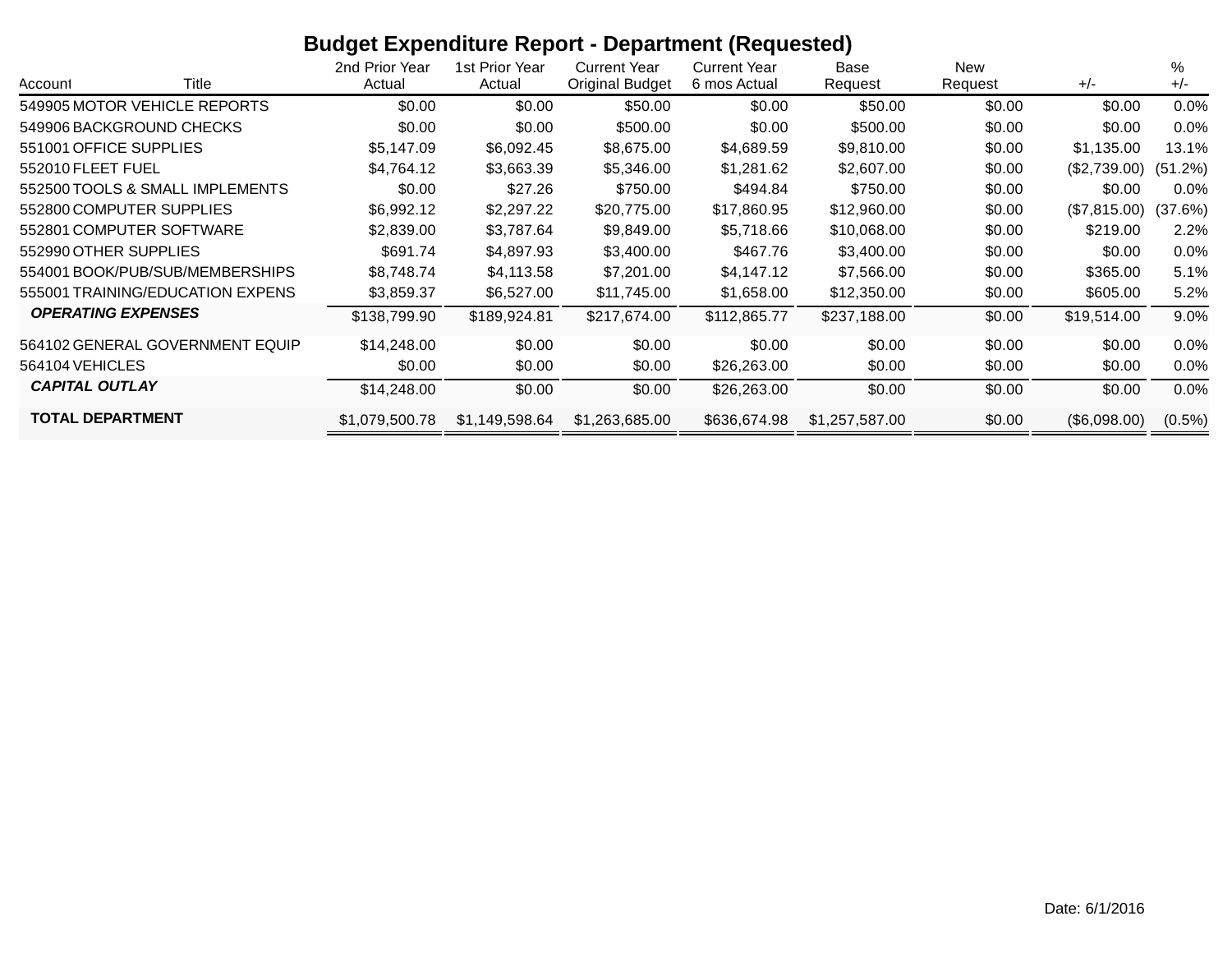# Budget Expenditure Report - Department (Requested)

| Account | Title | 2nd Prior Year Actual | 1st Prior Year Actual | Current Year Original Budget | Current Year 6 mos Actual | Base Request | New Request | +/- | % +/- |
|---|---|---|---|---|---|---|---|---|---|
| 549905 | MOTOR VEHICLE REPORTS | $0.00 | $0.00 | $50.00 | $0.00 | $50.00 | $0.00 | $0.00 | 0.0% |
| 549906 | BACKGROUND CHECKS | $0.00 | $0.00 | $500.00 | $0.00 | $500.00 | $0.00 | $0.00 | 0.0% |
| 551001 | OFFICE SUPPLIES | $5,147.09 | $6,092.45 | $8,675.00 | $4,689.59 | $9,810.00 | $0.00 | $1,135.00 | 13.1% |
| 552010 | FLEET FUEL | $4,764.12 | $3,663.39 | $5,346.00 | $1,281.62 | $2,607.00 | $0.00 | ($2,739.00) | (51.2%) |
| 552500 | TOOLS & SMALL IMPLEMENTS | $0.00 | $27.26 | $750.00 | $494.84 | $750.00 | $0.00 | $0.00 | 0.0% |
| 552800 | COMPUTER SUPPLIES | $6,992.12 | $2,297.22 | $20,775.00 | $17,860.95 | $12,960.00 | $0.00 | ($7,815.00) | (37.6%) |
| 552801 | COMPUTER SOFTWARE | $2,839.00 | $3,787.64 | $9,849.00 | $5,718.66 | $10,068.00 | $0.00 | $219.00 | 2.2% |
| 552990 | OTHER SUPPLIES | $691.74 | $4,897.93 | $3,400.00 | $467.76 | $3,400.00 | $0.00 | $0.00 | 0.0% |
| 554001 | BOOK/PUB/SUB/MEMBERSHIPS | $8,748.74 | $4,113.58 | $7,201.00 | $4,147.12 | $7,566.00 | $0.00 | $365.00 | 5.1% |
| 555001 | TRAINING/EDUCATION EXPENS | $3,859.37 | $6,527.00 | $11,745.00 | $1,658.00 | $12,350.00 | $0.00 | $605.00 | 5.2% |
| | ***OPERATING EXPENSES*** | $138,799.90 | $189,924.81 | $217,674.00 | $112,865.77 | $237,188.00 | $0.00 | $19,514.00 | 9.0% |
| 564102 | GENERAL GOVERNMENT EQUIP | $14,248.00 | $0.00 | $0.00 | $0.00 | $0.00 | $0.00 | $0.00 | 0.0% |
| 564104 | VEHICLES | $0.00 | $0.00 | $0.00 | $26,263.00 | $0.00 | $0.00 | $0.00 | 0.0% |
| | ***CAPITAL OUTLAY*** | $14,248.00 | $0.00 | $0.00 | $26,263.00 | $0.00 | $0.00 | $0.00 | 0.0% |
| | **TOTAL DEPARTMENT** | $1,079,500.78 | $1,149,598.64 | $1,263,685.00 | $636,674.98 | $1,257,587.00 | $0.00 | ($6,098.00) | (0.5%) |

Date: 6/1/2016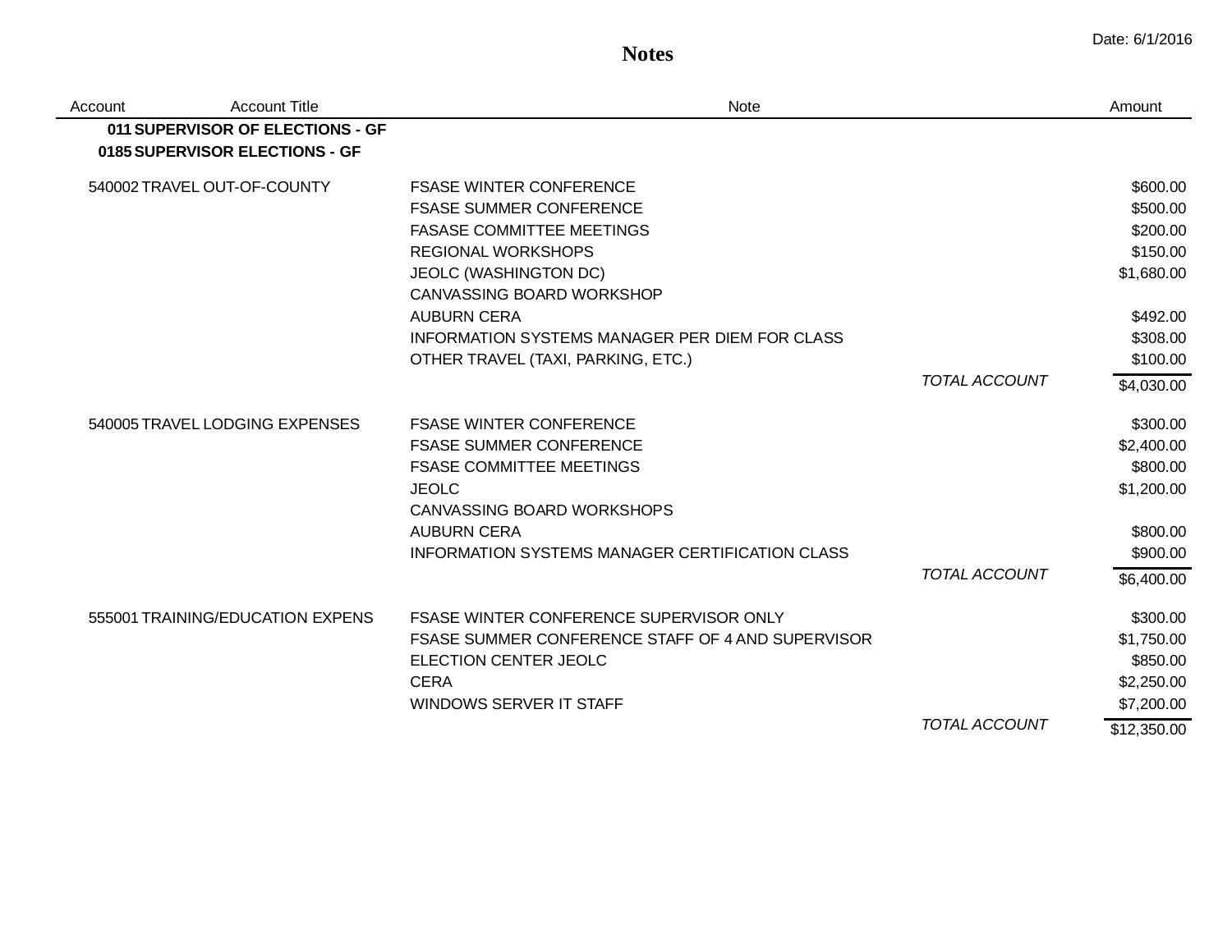# Notes

Date: 6/1/2016

| Account | Account Title | Note | | Amount |
|---|---|---|---|---|
| **011** | **SUPERVISOR OF ELECTIONS - GF** | | | |
| **0185** | **SUPERVISOR ELECTIONS - GF** | | | |
| 540002 | TRAVEL OUT-OF-COUNTY | FSASE WINTER CONFERENCE | | $600.00 |
| | | FSASE SUMMER CONFERENCE | | $500.00 |
| | | FASASE COMMITTEE MEETINGS | | $200.00 |
| | | REGIONAL WORKSHOPS | | $150.00 |
| | | JEOLC (WASHINGTON DC) | | $1,680.00 |
| | | CANVASSING BOARD WORKSHOP | | |
| | | AUBURN CERA | | $492.00 |
| | | INFORMATION SYSTEMS MANAGER PER DIEM FOR CLASS | | $308.00 |
| | | OTHER TRAVEL (TAXI, PARKING, ETC.) | | $100.00 |
| | | | *TOTAL ACCOUNT* | $4,030.00 |
| 540005 | TRAVEL LODGING EXPENSES | FSASE WINTER CONFERENCE | | $300.00 |
| | | FSASE SUMMER CONFERENCE | | $2,400.00 |
| | | FSASE COMMITTEE MEETINGS | | $800.00 |
| | | JEOLC | | $1,200.00 |
| | | CANVASSING BOARD WORKSHOPS | | |
| | | AUBURN CERA | | $800.00 |
| | | INFORMATION SYSTEMS MANAGER CERTIFICATION CLASS | | $900.00 |
| | | | *TOTAL ACCOUNT* | $6,400.00 |
| 555001 | TRAINING/EDUCATION EXPENS | FSASE WINTER CONFERENCE SUPERVISOR ONLY | | $300.00 |
| | | FSASE SUMMER CONFERENCE STAFF OF 4 AND SUPERVISOR | | $1,750.00 |
| | | ELECTION CENTER JEOLC | | $850.00 |
| | | CERA | | $2,250.00 |
| | | WINDOWS SERVER IT STAFF | | $7,200.00 |
| | | | *TOTAL ACCOUNT* | $12,350.00 |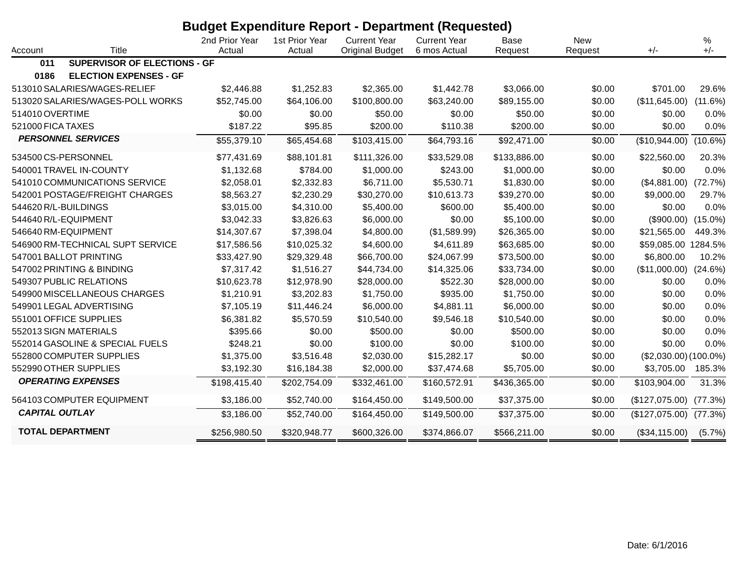# Budget Expenditure Report - Department (Requested)

| Account | Title | 2nd Prior Year Actual | 1st Prior Year Actual | Current Year Original Budget | Current Year 6 mos Actual | Base Request | New Request | +/- | % +/- |
|---|---|---|---|---|---|---|---|---|---|
| **011** | **SUPERVISOR OF ELECTIONS - GF** | | | | | | | | |
| **0186** | **ELECTION EXPENSES - GF** | | | | | | | | |
| 513010 | SALARIES/WAGES-RELIEF | $2,446.88 | $1,252.83 | $2,365.00 | $1,442.78 | $3,066.00 | $0.00 | $701.00 | 29.6% |
| 513020 | SALARIES/WAGES-POLL WORKS | $52,745.00 | $64,106.00 | $100,800.00 | $63,240.00 | $89,155.00 | $0.00 | ($11,645.00) | (11.6%) |
| 514010 | OVERTIME | $0.00 | $0.00 | $50.00 | $0.00 | $50.00 | $0.00 | $0.00 | 0.0% |
| 521000 | FICA TAXES | $187.22 | $95.85 | $200.00 | $110.38 | $200.00 | $0.00 | $0.00 | 0.0% |
| | ***PERSONNEL SERVICES*** | $55,379.10 | $65,454.68 | $103,415.00 | $64,793.16 | $92,471.00 | $0.00 | ($10,944.00) | (10.6%) |
| 534500 | CS-PERSONNEL | $77,431.69 | $88,101.81 | $111,326.00 | $33,529.08 | $133,886.00 | $0.00 | $22,560.00 | 20.3% |
| 540001 | TRAVEL IN-COUNTY | $1,132.68 | $784.00 | $1,000.00 | $243.00 | $1,000.00 | $0.00 | $0.00 | 0.0% |
| 541010 | COMMUNICATIONS SERVICE | $2,058.01 | $2,332.83 | $6,711.00 | $5,530.71 | $1,830.00 | $0.00 | ($4,881.00) | (72.7%) |
| 542001 | POSTAGE/FREIGHT CHARGES | $8,563.27 | $2,230.29 | $30,270.00 | $10,613.73 | $39,270.00 | $0.00 | $9,000.00 | 29.7% |
| 544620 | R/L-BUILDINGS | $3,015.00 | $4,310.00 | $5,400.00 | $600.00 | $5,400.00 | $0.00 | $0.00 | 0.0% |
| 544640 | R/L-EQUIPMENT | $3,042.33 | $3,826.63 | $6,000.00 | $0.00 | $5,100.00 | $0.00 | ($900.00) | (15.0%) |
| 546640 | RM-EQUIPMENT | $14,307.67 | $7,398.04 | $4,800.00 | ($1,589.99) | $26,365.00 | $0.00 | $21,565.00 | 449.3% |
| 546900 | RM-TECHNICAL SUPT SERVICE | $17,586.56 | $10,025.32 | $4,600.00 | $4,611.89 | $63,685.00 | $0.00 | $59,085.00 | 1284.5% |
| 547001 | BALLOT PRINTING | $33,427.90 | $29,329.48 | $66,700.00 | $24,067.99 | $73,500.00 | $0.00 | $6,800.00 | 10.2% |
| 547002 | PRINTING & BINDING | $7,317.42 | $1,516.27 | $44,734.00 | $14,325.06 | $33,734.00 | $0.00 | ($11,000.00) | (24.6%) |
| 549307 | PUBLIC RELATIONS | $10,623.78 | $12,978.90 | $28,000.00 | $522.30 | $28,000.00 | $0.00 | $0.00 | 0.0% |
| 549900 | MISCELLANEOUS CHARGES | $1,210.91 | $3,202.83 | $1,750.00 | $935.00 | $1,750.00 | $0.00 | $0.00 | 0.0% |
| 549901 | LEGAL ADVERTISING | $7,105.19 | $11,446.24 | $6,000.00 | $4,881.11 | $6,000.00 | $0.00 | $0.00 | 0.0% |
| 551001 | OFFICE SUPPLIES | $6,381.82 | $5,570.59 | $10,540.00 | $9,546.18 | $10,540.00 | $0.00 | $0.00 | 0.0% |
| 552013 | SIGN MATERIALS | $395.66 | $0.00 | $500.00 | $0.00 | $500.00 | $0.00 | $0.00 | 0.0% |
| 552014 | GASOLINE & SPECIAL FUELS | $248.21 | $0.00 | $100.00 | $0.00 | $100.00 | $0.00 | $0.00 | 0.0% |
| 552800 | COMPUTER SUPPLIES | $1,375.00 | $3,516.48 | $2,030.00 | $15,282.17 | $0.00 | $0.00 | ($2,030.00) | (100.0%) |
| 552990 | OTHER SUPPLIES | $3,192.30 | $16,184.38 | $2,000.00 | $37,474.68 | $5,705.00 | $0.00 | $3,705.00 | 185.3% |
| | ***OPERATING EXPENSES*** | $198,415.40 | $202,754.09 | $332,461.00 | $160,572.91 | $436,365.00 | $0.00 | $103,904.00 | 31.3% |
| 564103 | COMPUTER EQUIPMENT | $3,186.00 | $52,740.00 | $164,450.00 | $149,500.00 | $37,375.00 | $0.00 | ($127,075.00) | (77.3%) |
| | ***CAPITAL OUTLAY*** | $3,186.00 | $52,740.00 | $164,450.00 | $149,500.00 | $37,375.00 | $0.00 | ($127,075.00) | (77.3%) |
| | **TOTAL DEPARTMENT** | $256,980.50 | $320,948.77 | $600,326.00 | $374,866.07 | $566,211.00 | $0.00 | ($34,115.00) | (5.7%) |

Date: 6/1/2016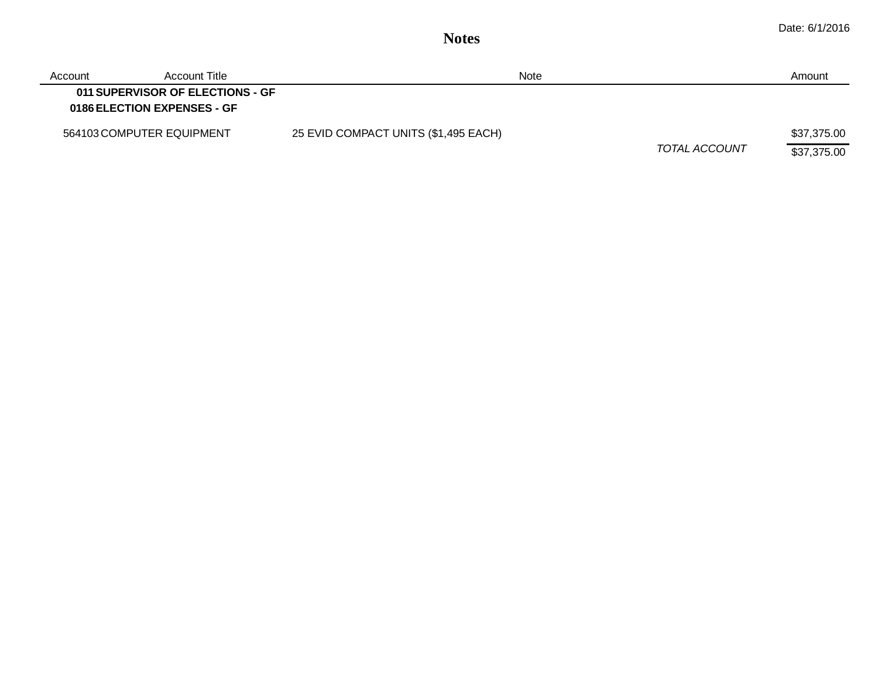# Notes

Date: 6/1/2016

| Account | Account Title | Note | | Amount |
|---|---|---|---|---|
| **011** | **SUPERVISOR OF ELECTIONS - GF** | | | |
| **0186** | **ELECTION EXPENSES - GF** | | | |
| 564103 | COMPUTER EQUIPMENT | 25 EVID COMPACT UNITS ($1,495 EACH) | | $37,375.00 |
| | | | *TOTAL ACCOUNT* | $37,375.00 |